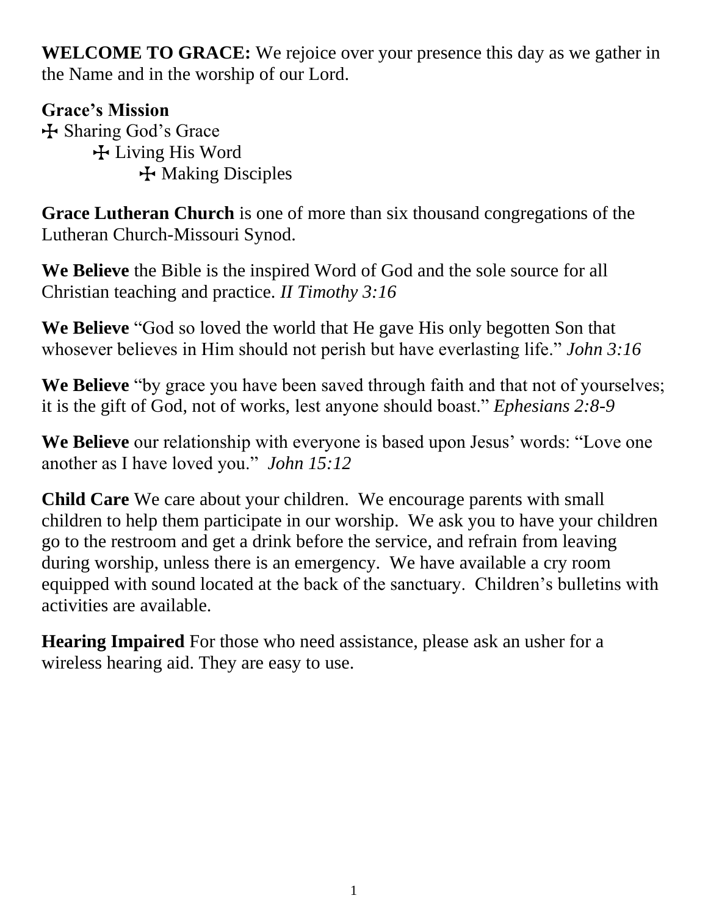**WELCOME TO GRACE:** We rejoice over your presence this day as we gather in the Name and in the worship of our Lord.

**Grace's Mission**

✠ Sharing God's Grace
✠ Living His Word
✠ Making Disciples

**Grace Lutheran Church** is one of more than six thousand congregations of the Lutheran Church-Missouri Synod.

**We Believe** the Bible is the inspired Word of God and the sole source for all Christian teaching and practice. *II Timothy 3:16*

**We Believe** "God so loved the world that He gave His only begotten Son that whosever believes in Him should not perish but have everlasting life." *John 3:16*

**We Believe** "by grace you have been saved through faith and that not of yourselves; it is the gift of God, not of works, lest anyone should boast." *Ephesians 2:8-9*

**We Believe** our relationship with everyone is based upon Jesus' words: "Love one another as I have loved you." *John 15:12*

**Child Care** We care about your children. We encourage parents with small children to help them participate in our worship. We ask you to have your children go to the restroom and get a drink before the service, and refrain from leaving during worship, unless there is an emergency. We have available a cry room equipped with sound located at the back of the sanctuary. Children's bulletins with activities are available.

**Hearing Impaired** For those who need assistance, please ask an usher for a wireless hearing aid. They are easy to use.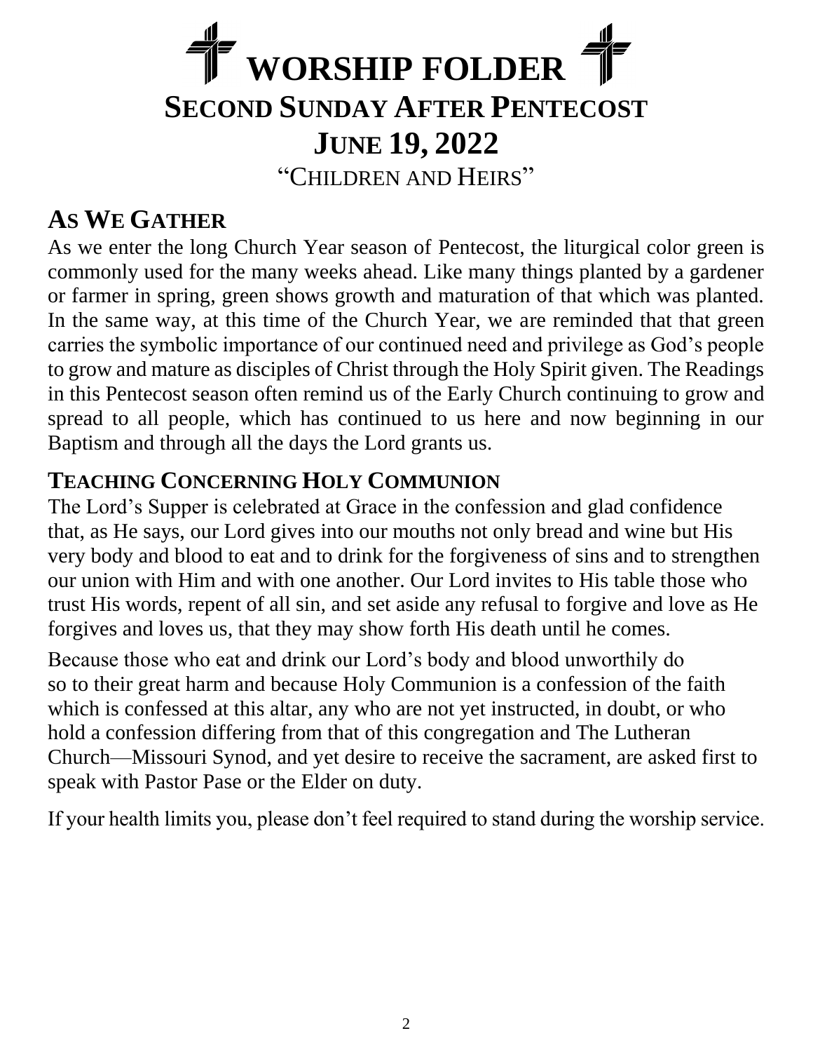# WORSHIP FOLDER

## SECOND SUNDAY AFTER PENTECOST

## JUNE 19, 2022

"CHILDREN AND HEIRS"

## AS WE GATHER

As we enter the long Church Year season of Pentecost, the liturgical color green is commonly used for the many weeks ahead. Like many things planted by a gardener or farmer in spring, green shows growth and maturation of that which was planted. In the same way, at this time of the Church Year, we are reminded that that green carries the symbolic importance of our continued need and privilege as God's people to grow and mature as disciples of Christ through the Holy Spirit given. The Readings in this Pentecost season often remind us of the Early Church continuing to grow and spread to all people, which has continued to us here and now beginning in our Baptism and through all the days the Lord grants us.

### TEACHING CONCERNING HOLY COMMUNION

The Lord's Supper is celebrated at Grace in the confession and glad confidence that, as He says, our Lord gives into our mouths not only bread and wine but His very body and blood to eat and to drink for the forgiveness of sins and to strengthen our union with Him and with one another. Our Lord invites to His table those who trust His words, repent of all sin, and set aside any refusal to forgive and love as He forgives and loves us, that they may show forth His death until he comes.

Because those who eat and drink our Lord's body and blood unworthily do so to their great harm and because Holy Communion is a confession of the faith which is confessed at this altar, any who are not yet instructed, in doubt, or who hold a confession differing from that of this congregation and The Lutheran Church—Missouri Synod, and yet desire to receive the sacrament, are asked first to speak with Pastor Pase or the Elder on duty.

If your health limits you, please don't feel required to stand during the worship service.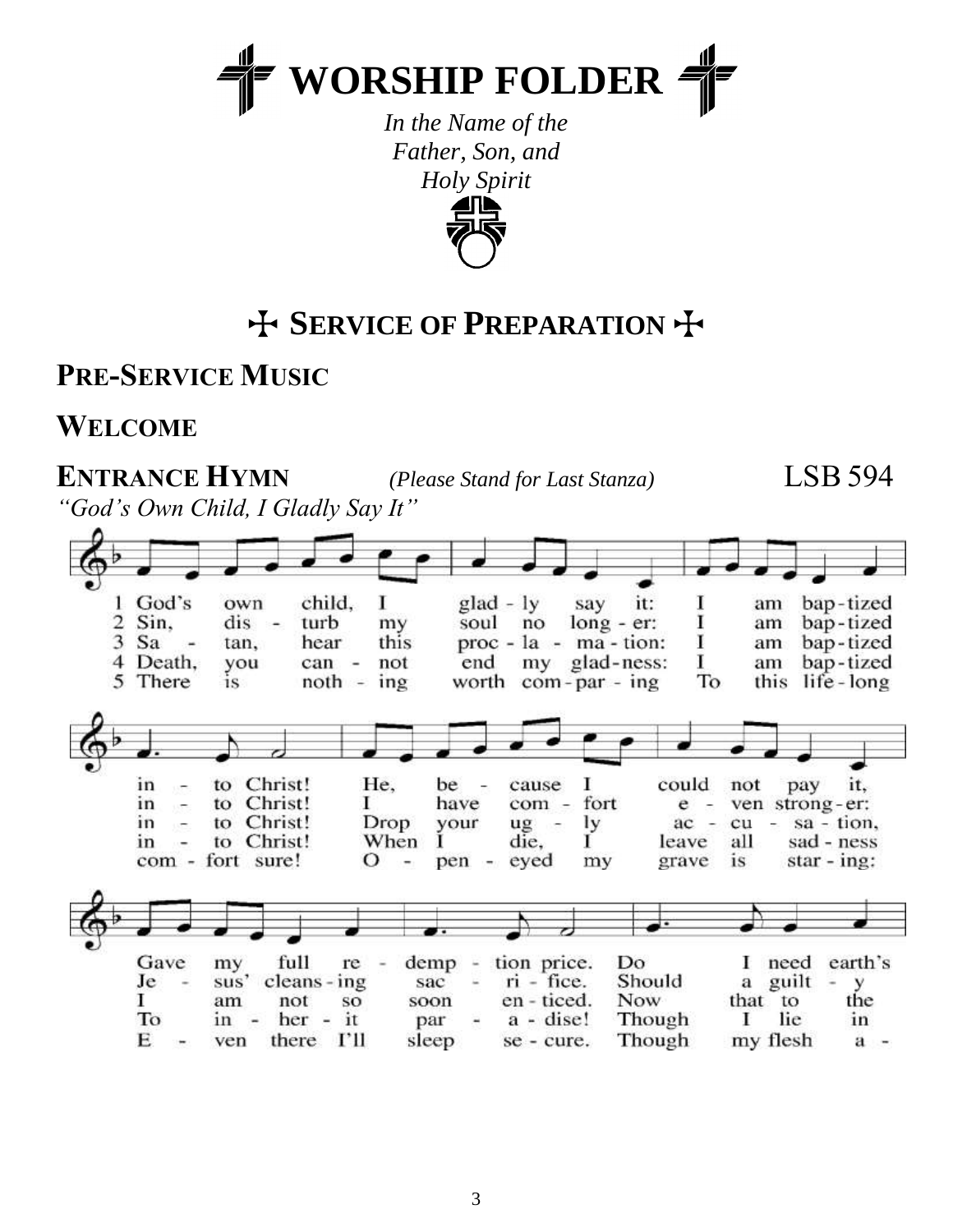# ☩ WORSHIP FOLDER ☩

*In the Name of the Father, Son, and Holy Spirit*

## ☩ SERVICE OF PREPARATION ☩

## PRE-SERVICE MUSIC

## WELCOME

## ENTRANCE HYMN *(Please Stand for Last Stanza)* LSB 594

*"God's Own Child, I Gladly Say It"*

1 God's own child, I gladly say it: I am baptized into Christ! He, because I could not pay it, Gave my full redemption price. Do I need earth's

2 Sin, disturb my soul no longer: I am baptized into Christ! I have comfort even stronger: Jesus' cleansing sacrifice. Should a guilty

3 Satan, hear this proclamation: I am baptized into Christ! Drop your ugly accusation, I am not so soon enticed. Now that to the

4 Death, you cannot end my gladness: I am baptized into Christ! When I die, I leave all sadness To inherit paradise! Though I lie in

5 There is nothing worth comparing To this lifelong comfort sure! Open-eyed my grave is staring: Even there I'll sleep secure. Though my flesh a-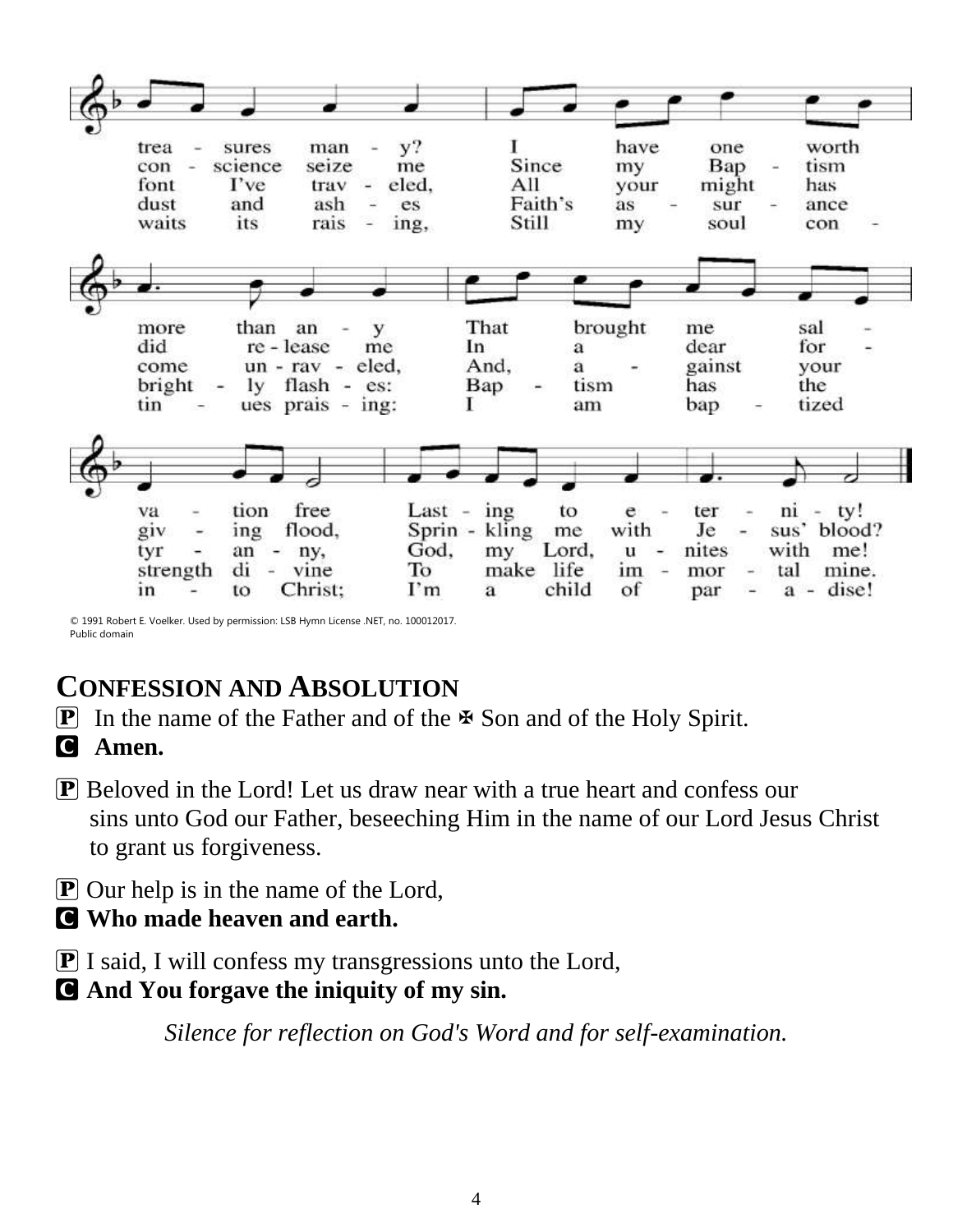© 1991 Robert E. Voelker. Used by permission: LSB Hymn License .NET, no. 100012017.
Public domain

## CONFESSION AND ABSOLUTION

P In the name of the Father and of the ✠ Son and of the Holy Spirit.
C **Amen.**

P Beloved in the Lord! Let us draw near with a true heart and confess our sins unto God our Father, beseeching Him in the name of our Lord Jesus Christ to grant us forgiveness.

P Our help is in the name of the Lord,
C **Who made heaven and earth.**

P I said, I will confess my transgressions unto the Lord,
C **And You forgave the iniquity of my sin.**

*Silence for reflection on God's Word and for self-examination.*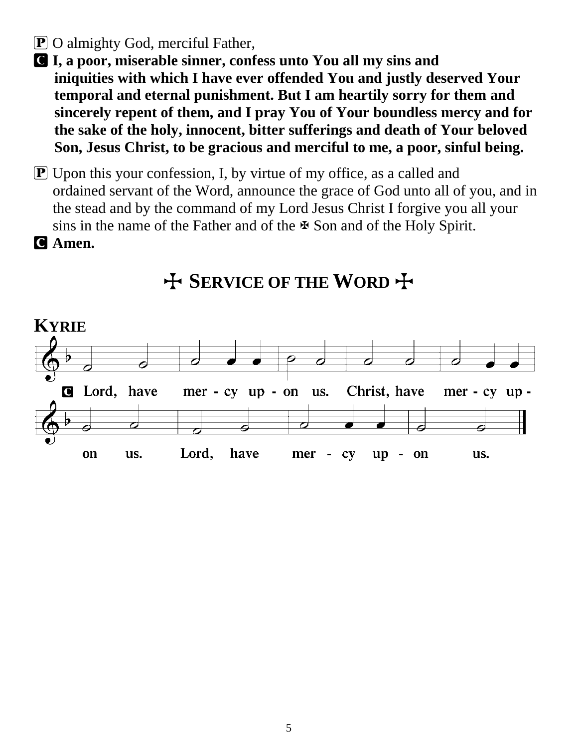P O almighty God, merciful Father,

**C I, a poor, miserable sinner, confess unto You all my sins and iniquities with which I have ever offended You and justly deserved Your temporal and eternal punishment. But I am heartily sorry for them and sincerely repent of them, and I pray You of Your boundless mercy and for the sake of the holy, innocent, bitter sufferings and death of Your beloved Son, Jesus Christ, to be gracious and merciful to me, a poor, sinful being.**

P Upon this your confession, I, by virtue of my office, as a called and ordained servant of the Word, announce the grace of God unto all of you, and in the stead and by the command of my Lord Jesus Christ I forgive you all your sins in the name of the Father and of the ✠ Son and of the Holy Spirit.

**C Amen.**

## ✠ SERVICE OF THE WORD ✠

### KYRIE

C Lord, have mer - cy up - on us. Christ, have mer - cy up - on us. Lord, have mer - cy up - on us.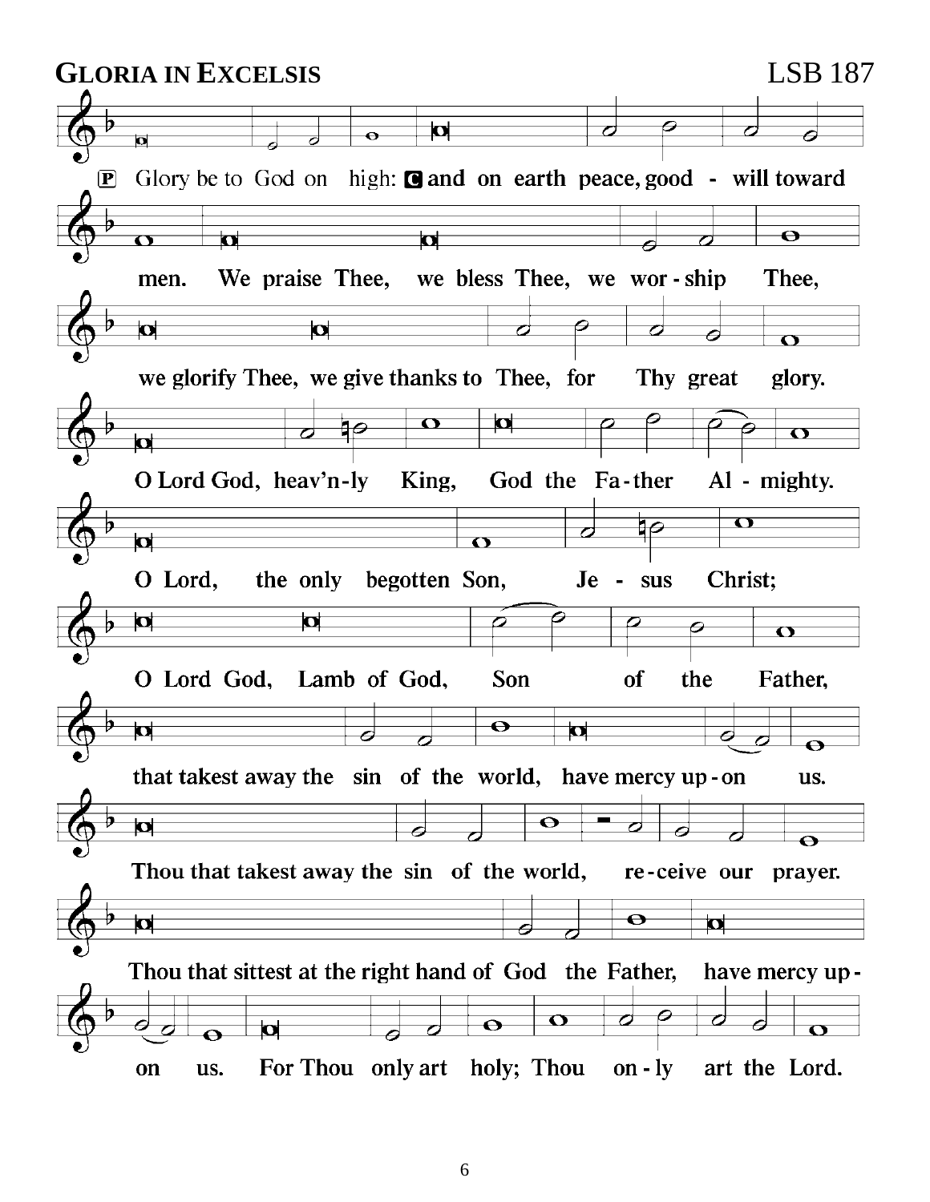## GLORIA IN EXCELSIS LSB 187

P Glory be to God on high: C and on earth peace, good - will toward

men. We praise Thee, we bless Thee, we wor - ship Thee,

we glorify Thee, we give thanks to Thee, for Thy great glory.

O Lord God, heav'n-ly King, God the Fa - ther Al - mighty.

O Lord, the only begotten Son, Je - sus Christ;

O Lord God, Lamb of God, Son of the Father,

that takest away the sin of the world, have mercy up - on us.

Thou that takest away the sin of the world, re - ceive our prayer.

Thou that sittest at the right hand of God the Father, have mercy up -

on us. For Thou only art holy; Thou on - ly art the Lord.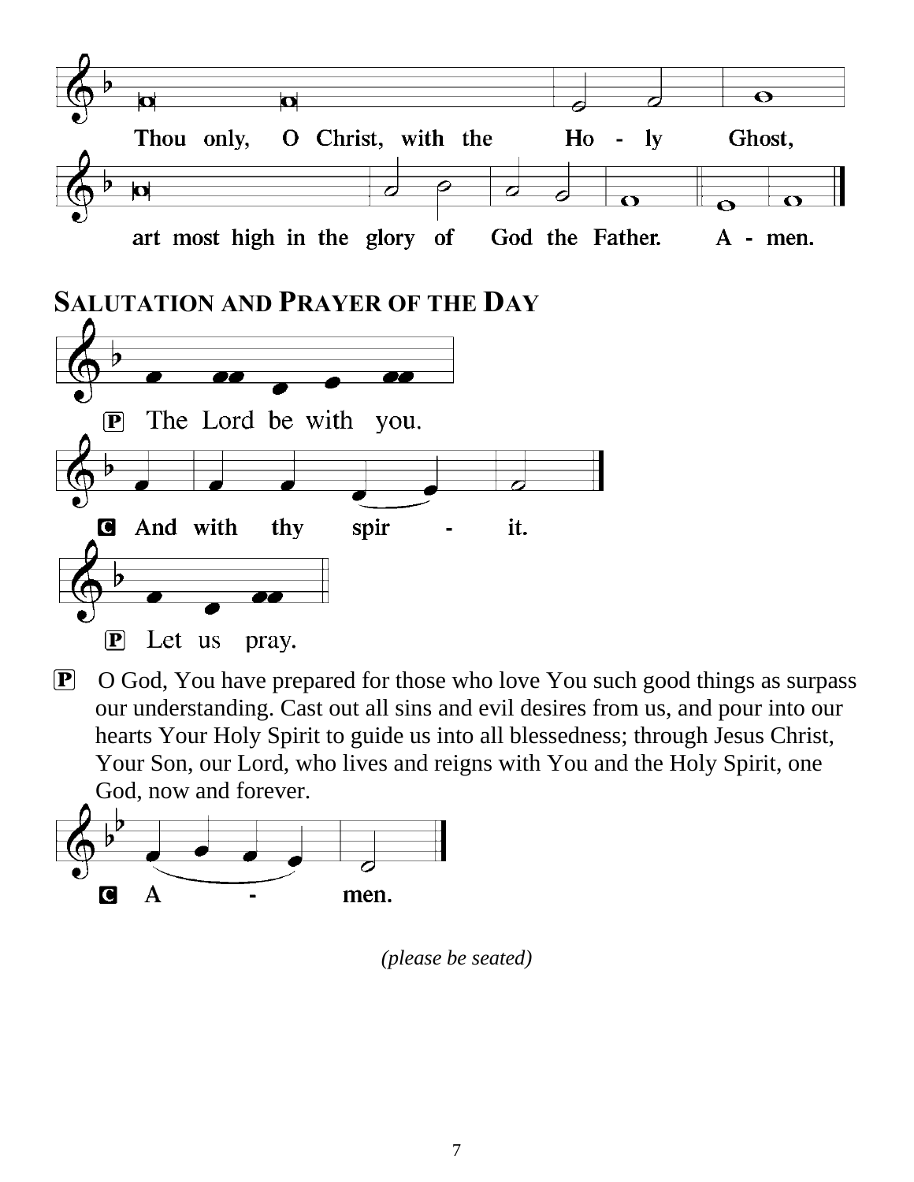Thou only, O Christ, with the Ho - ly Ghost,

art most high in the glory of God the Father. A - men.

## Salutation and Prayer of the Day

P The Lord be with you.

C **And with thy spir - it.**

P Let us pray.

P O God, You have prepared for those who love You such good things as surpass our understanding. Cast out all sins and evil desires from us, and pour into our hearts Your Holy Spirit to guide us into all blessedness; through Jesus Christ, Your Son, our Lord, who lives and reigns with You and the Holy Spirit, one God, now and forever.

C **A - men.**

*(please be seated)*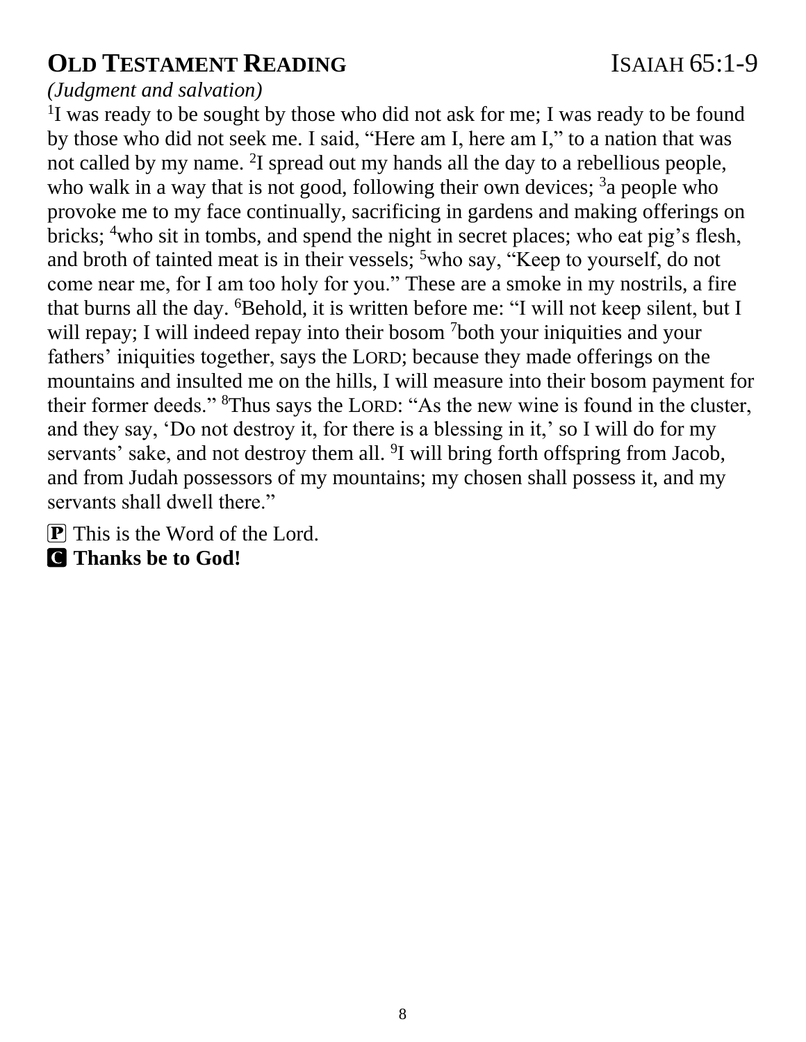## OLD TESTAMENT READING — ISAIAH 65:1-9

*(Judgment and salvation)*

[1]I was ready to be sought by those who did not ask for me; I was ready to be found by those who did not seek me. I said, "Here am I, here am I," to a nation that was not called by my name. [2]I spread out my hands all the day to a rebellious people, who walk in a way that is not good, following their own devices; [3]a people who provoke me to my face continually, sacrificing in gardens and making offerings on bricks; [4]who sit in tombs, and spend the night in secret places; who eat pig's flesh, and broth of tainted meat is in their vessels; [5]who say, "Keep to yourself, do not come near me, for I am too holy for you." These are a smoke in my nostrils, a fire that burns all the day. [6]Behold, it is written before me: "I will not keep silent, but I will repay; I will indeed repay into their bosom [7]both your iniquities and your fathers' iniquities together, says the LORD; because they made offerings on the mountains and insulted me on the hills, I will measure into their bosom payment for their former deeds." [8]Thus says the LORD: "As the new wine is found in the cluster, and they say, 'Do not destroy it, for there is a blessing in it,' so I will do for my servants' sake, and not destroy them all. [9]I will bring forth offspring from Jacob, and from Judah possessors of my mountains; my chosen shall possess it, and my servants shall dwell there."

P This is the Word of the Lord.
C **Thanks be to God!**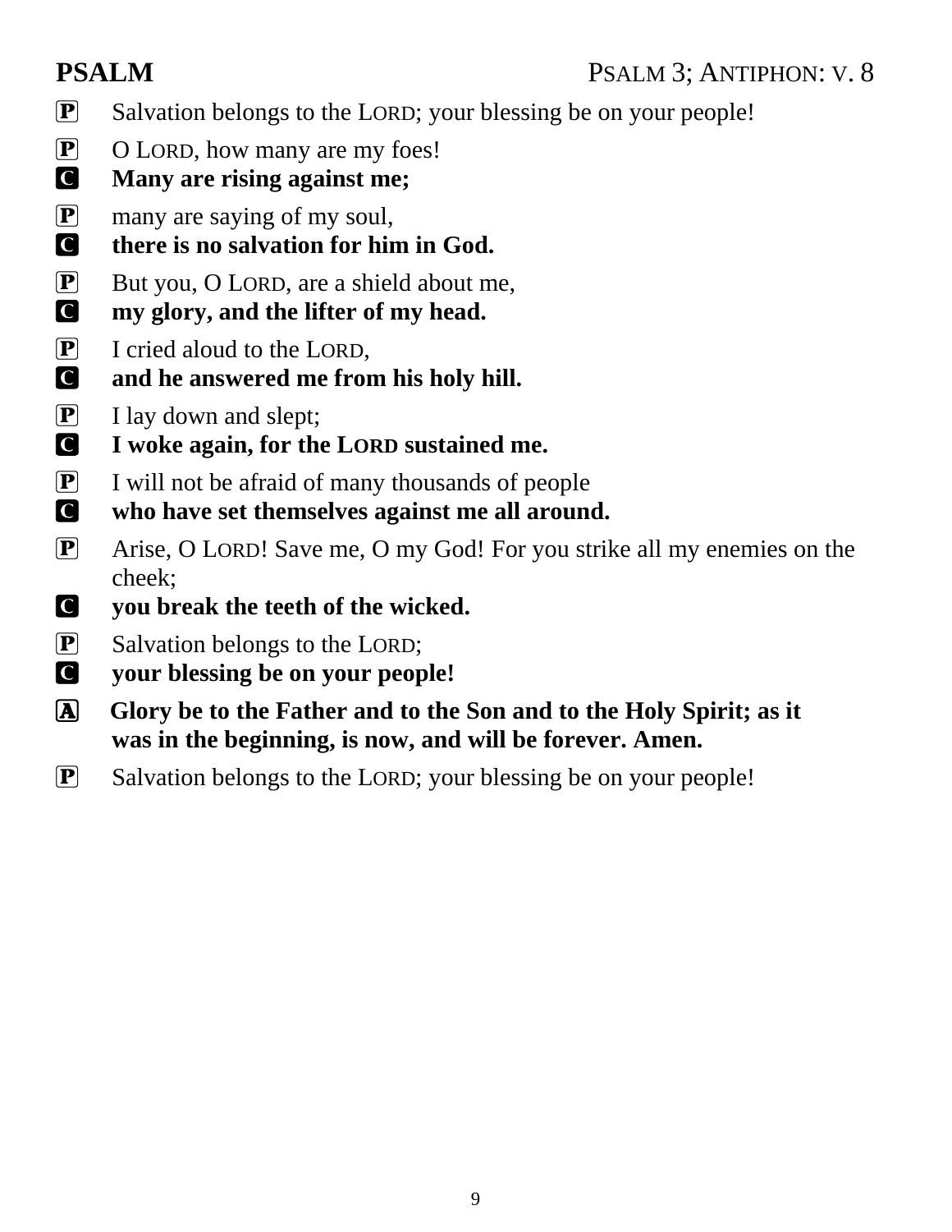## PSALM

PSALM 3; ANTIPHON: V. 8

P Salvation belongs to the LORD; your blessing be on your people!

P O LORD, how many are my foes!
**C Many are rising against me;**

P many are saying of my soul,
**C there is no salvation for him in God.**

P But you, O LORD, are a shield about me,
**C my glory, and the lifter of my head.**

P I cried aloud to the LORD,
**C and he answered me from his holy hill.**

P I lay down and slept;
**C I woke again, for the LORD sustained me.**

P I will not be afraid of many thousands of people
**C who have set themselves against me all around.**

P Arise, O LORD! Save me, O my God! For you strike all my enemies on the cheek;
**C you break the teeth of the wicked.**

P Salvation belongs to the LORD;
**C your blessing be on your people!**

**A Glory be to the Father and to the Son and to the Holy Spirit; as it was in the beginning, is now, and will be forever. Amen.**

P Salvation belongs to the LORD; your blessing be on your people!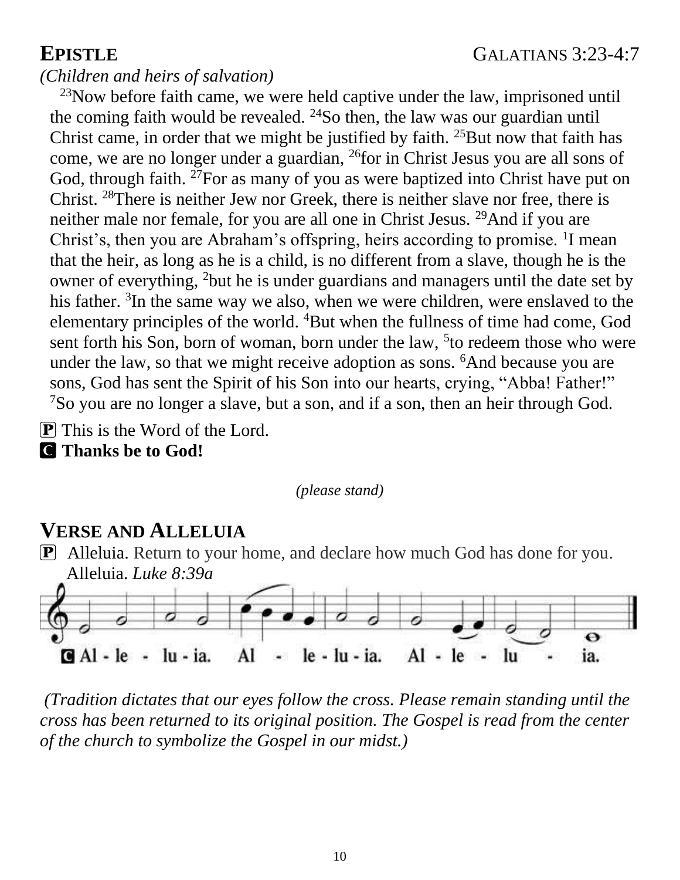## EPISTLE — GALATIANS 3:23-4:7

*(Children and heirs of salvation)*

[23]Now before faith came, we were held captive under the law, imprisoned until the coming faith would be revealed. [24]So then, the law was our guardian until Christ came, in order that we might be justified by faith. [25]But now that faith has come, we are no longer under a guardian, [26]for in Christ Jesus you are all sons of God, through faith. [27]For as many of you as were baptized into Christ have put on Christ. [28]There is neither Jew nor Greek, there is neither slave nor free, there is neither male nor female, for you are all one in Christ Jesus. [29]And if you are Christ's, then you are Abraham's offspring, heirs according to promise. [1]I mean that the heir, as long as he is a child, is no different from a slave, though he is the owner of everything, [2]but he is under guardians and managers until the date set by his father. [3]In the same way we also, when we were children, were enslaved to the elementary principles of the world. [4]But when the fullness of time had come, God sent forth his Son, born of woman, born under the law, [5]to redeem those who were under the law, so that we might receive adoption as sons. [6]And because you are sons, God has sent the Spirit of his Son into our hearts, crying, "Abba! Father!" [7]So you are no longer a slave, but a son, and if a son, then an heir through God.

P This is the Word of the Lord.
**C Thanks be to God!**

*(please stand)*

## VERSE AND ALLELUIA

P Alleluia. Return to your home, and declare how much God has done for you. Alleluia. *Luke 8:39a*

C Al - le - lu - ia. Al - le - lu - ia. Al - le - lu - ia.

*(Tradition dictates that our eyes follow the cross. Please remain standing until the cross has been returned to its original position. The Gospel is read from the center of the church to symbolize the Gospel in our midst.)*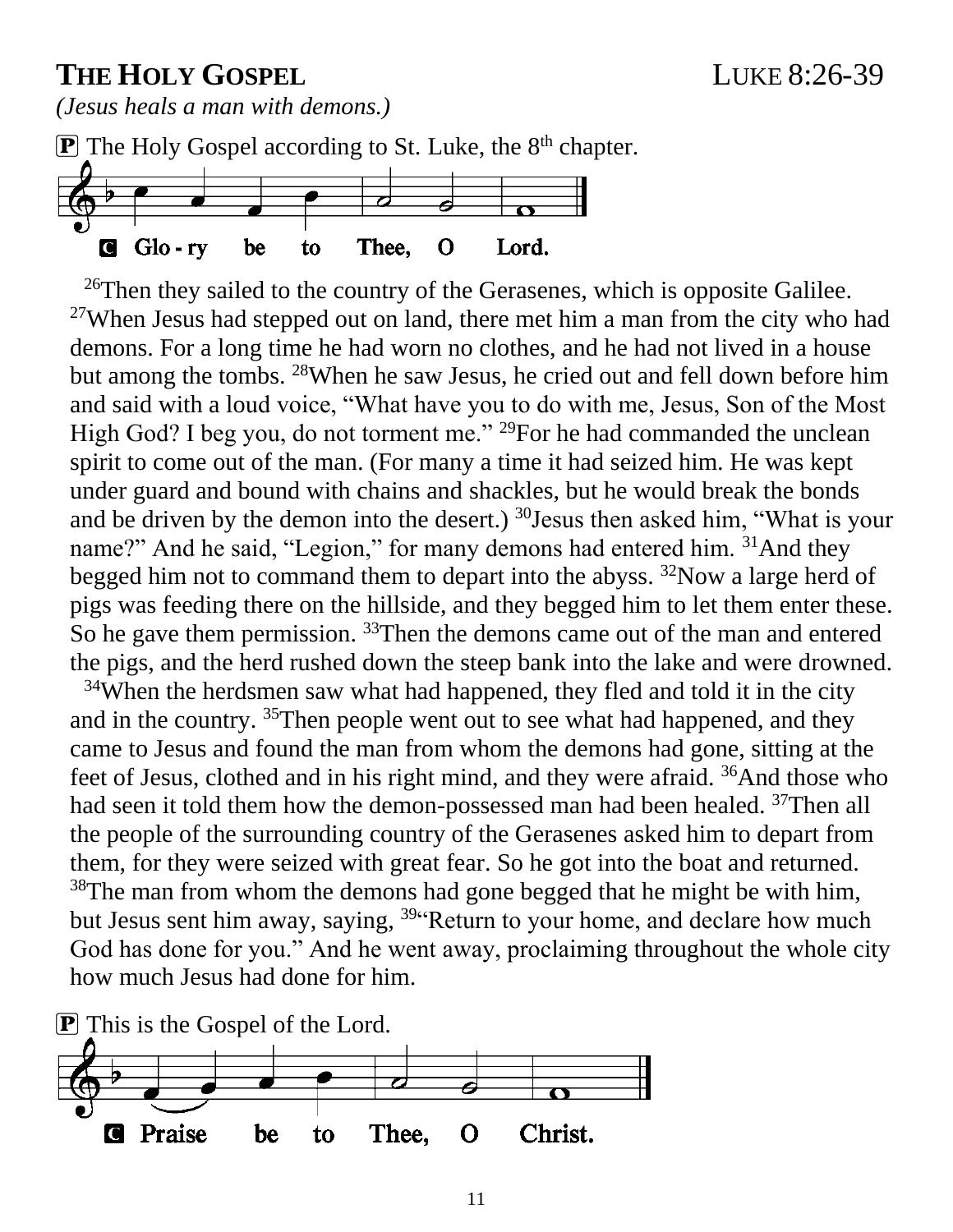## THE HOLY GOSPEL — LUKE 8:26-39

*(Jesus heals a man with demons.)*

P The Holy Gospel according to St. Luke, the 8th chapter.

C Glo - ry be to Thee, O Lord.

[26]Then they sailed to the country of the Gerasenes, which is opposite Galilee. [27]When Jesus had stepped out on land, there met him a man from the city who had demons. For a long time he had worn no clothes, and he had not lived in a house but among the tombs. [28]When he saw Jesus, he cried out and fell down before him and said with a loud voice, "What have you to do with me, Jesus, Son of the Most High God? I beg you, do not torment me." [29]For he had commanded the unclean spirit to come out of the man. (For many a time it had seized him. He was kept under guard and bound with chains and shackles, but he would break the bonds and be driven by the demon into the desert.) [30]Jesus then asked him, "What is your name?" And he said, "Legion," for many demons had entered him. [31]And they begged him not to command them to depart into the abyss. [32]Now a large herd of pigs was feeding there on the hillside, and they begged him to let them enter these. So he gave them permission. [33]Then the demons came out of the man and entered the pigs, and the herd rushed down the steep bank into the lake and were drowned.

[34]When the herdsmen saw what had happened, they fled and told it in the city and in the country. [35]Then people went out to see what had happened, and they came to Jesus and found the man from whom the demons had gone, sitting at the feet of Jesus, clothed and in his right mind, and they were afraid. [36]And those who had seen it told them how the demon-possessed man had been healed. [37]Then all the people of the surrounding country of the Gerasenes asked him to depart from them, for they were seized with great fear. So he got into the boat and returned. [38]The man from whom the demons had gone begged that he might be with him, but Jesus sent him away, saying, [39]"Return to your home, and declare how much God has done for you." And he went away, proclaiming throughout the whole city how much Jesus had done for him.

P This is the Gospel of the Lord.

C Praise be to Thee, O Christ.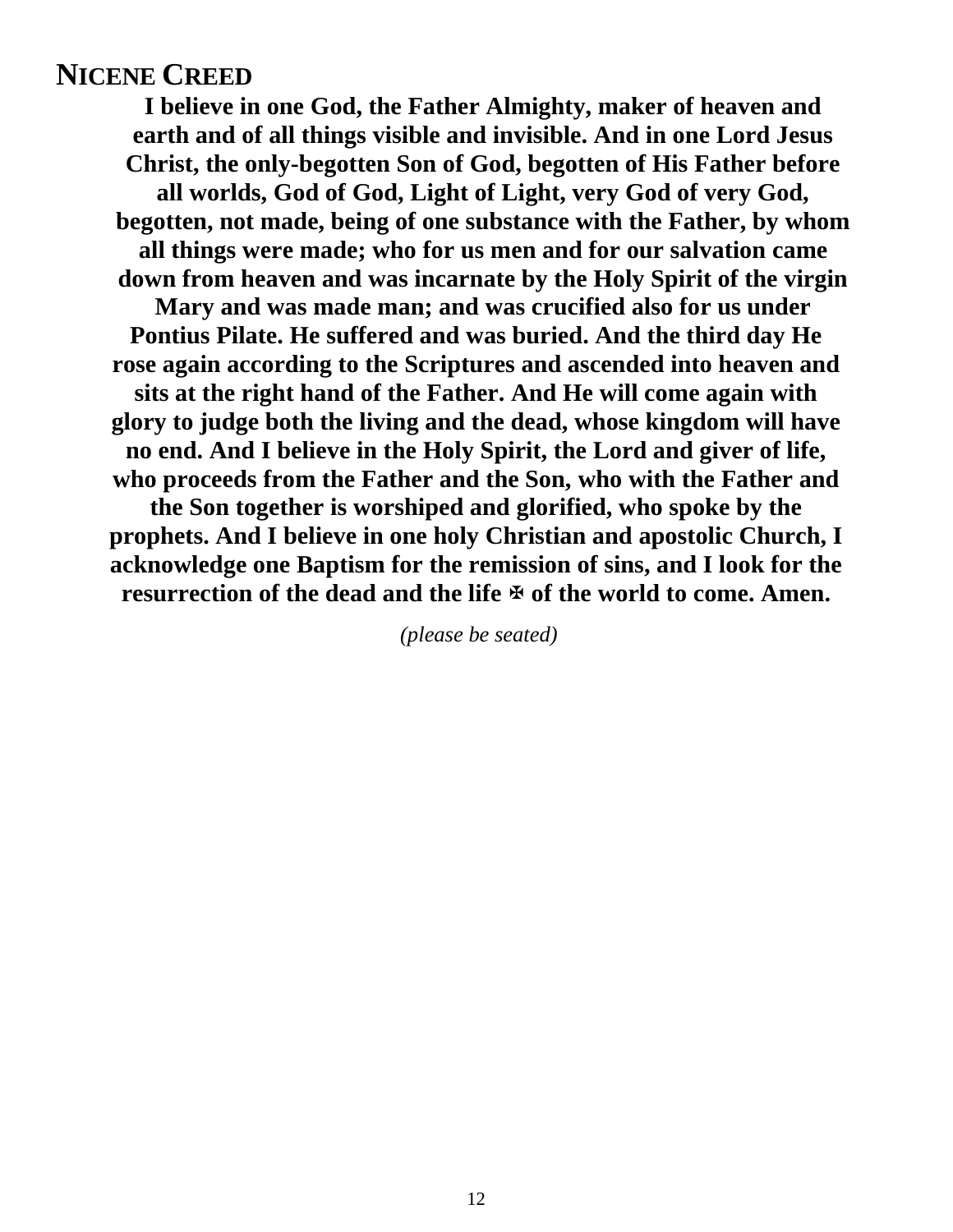## Nicene Creed

**I believe in one God, the Father Almighty, maker of heaven and earth and of all things visible and invisible. And in one Lord Jesus Christ, the only-begotten Son of God, begotten of His Father before all worlds, God of God, Light of Light, very God of very God, begotten, not made, being of one substance with the Father, by whom all things were made; who for us men and for our salvation came down from heaven and was incarnate by the Holy Spirit of the virgin Mary and was made man; and was crucified also for us under Pontius Pilate. He suffered and was buried. And the third day He rose again according to the Scriptures and ascended into heaven and sits at the right hand of the Father. And He will come again with glory to judge both the living and the dead, whose kingdom will have no end. And I believe in the Holy Spirit, the Lord and giver of life, who proceeds from the Father and the Son, who with the Father and the Son together is worshiped and glorified, who spoke by the prophets. And I believe in one holy Christian and apostolic Church, I acknowledge one Baptism for the remission of sins, and I look for the resurrection of the dead and the life ✠ of the world to come. Amen.**

*(please be seated)*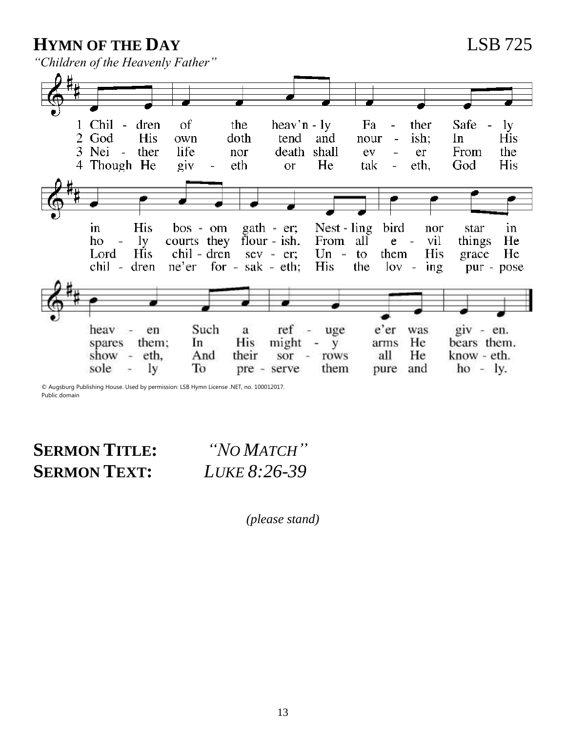## HYMN OF THE DAY LSB 725

*"Children of the Heavenly Father"*

1 Children of the heav'nly Father
Safely in His bosom gather;
Nestling bird nor star in heaven
Such a refuge e'er was given.

2 God His own doth tend and nourish;
In His holy courts they flourish.
From all evil things He spares them;
In His mighty arms He bears them.

3 Neither life nor death shall ever
From the Lord His children sever;
Unto them His grace He showeth,
And their sorrows all He knoweth.

4 Though He giveth or He taketh,
God His children ne'er forsaketh;
His the loving purpose solely
To preserve them pure and holy.

© Augsburg Publishing House. Used by permission: LSB Hymn License .NET, no. 100012017.
Public domain

**SERMON TITLE:** *"NO MATCH"*
**SERMON TEXT:** *LUKE 8:26-39*

*(please stand)*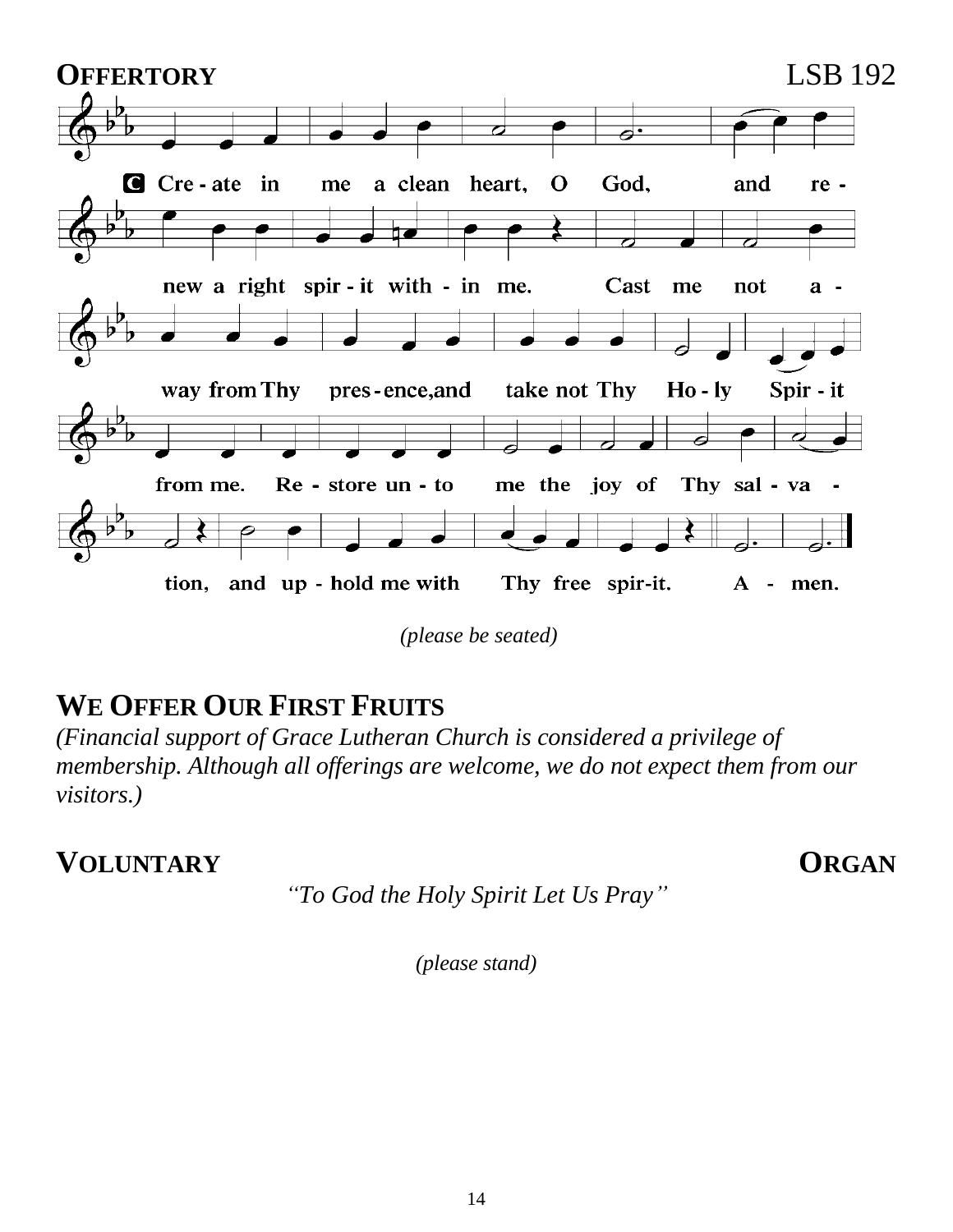## OFFERTORY LSB 192

C Create in me a clean heart, O God, and renew a right spirit within me. Cast me not away from Thy presence, and take not Thy Holy Spirit from me. Restore unto me the joy of Thy salvation, and uphold me with Thy free spirit. Amen.

*(please be seated)*

## WE OFFER OUR FIRST FRUITS

*(Financial support of Grace Lutheran Church is considered a privilege of membership. Although all offerings are welcome, we do not expect them from our visitors.)*

## VOLUNTARY ORGAN

*"To God the Holy Spirit Let Us Pray"*

*(please stand)*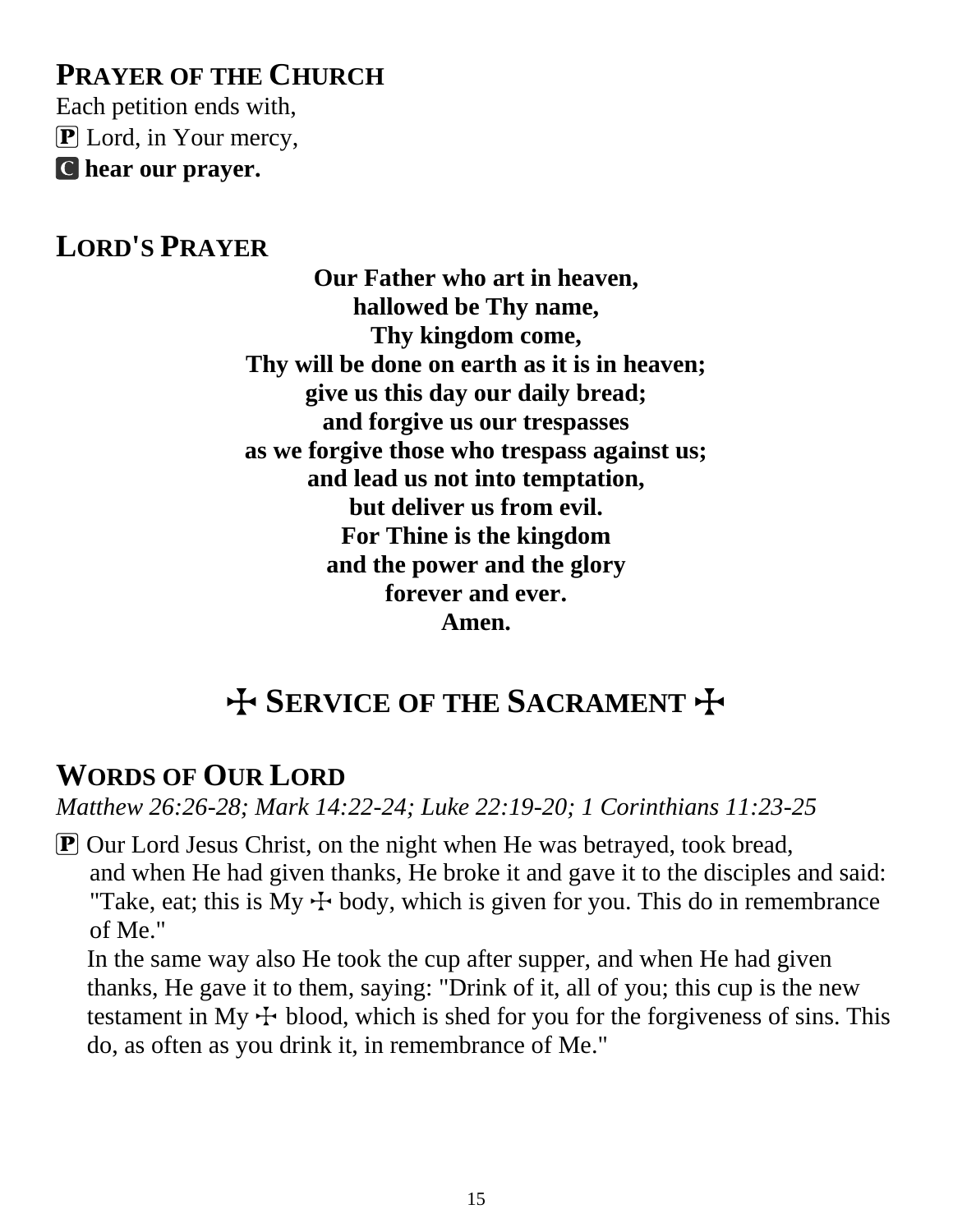## PRAYER OF THE CHURCH

Each petition ends with,

Ⓟ Lord, in Your mercy,

**Ⓒ hear our prayer.**

## LORD'S PRAYER

**Our Father who art in heaven,**
**hallowed be Thy name,**
**Thy kingdom come,**
**Thy will be done on earth as it is in heaven;**
**give us this day our daily bread;**
**and forgive us our trespasses**
**as we forgive those who trespass against us;**
**and lead us not into temptation,**
**but deliver us from evil.**
**For Thine is the kingdom**
**and the power and the glory**
**forever and ever.**
**Amen.**

# ☩ SERVICE OF THE SACRAMENT ☩

## WORDS OF OUR LORD

*Matthew 26:26-28; Mark 14:22-24; Luke 22:19-20; 1 Corinthians 11:23-25*

Ⓟ Our Lord Jesus Christ, on the night when He was betrayed, took bread, and when He had given thanks, He broke it and gave it to the disciples and said: "Take, eat; this is My ☩ body, which is given for you. This do in remembrance of Me."

In the same way also He took the cup after supper, and when He had given thanks, He gave it to them, saying: "Drink of it, all of you; this cup is the new testament in My ☩ blood, which is shed for you for the forgiveness of sins. This do, as often as you drink it, in remembrance of Me."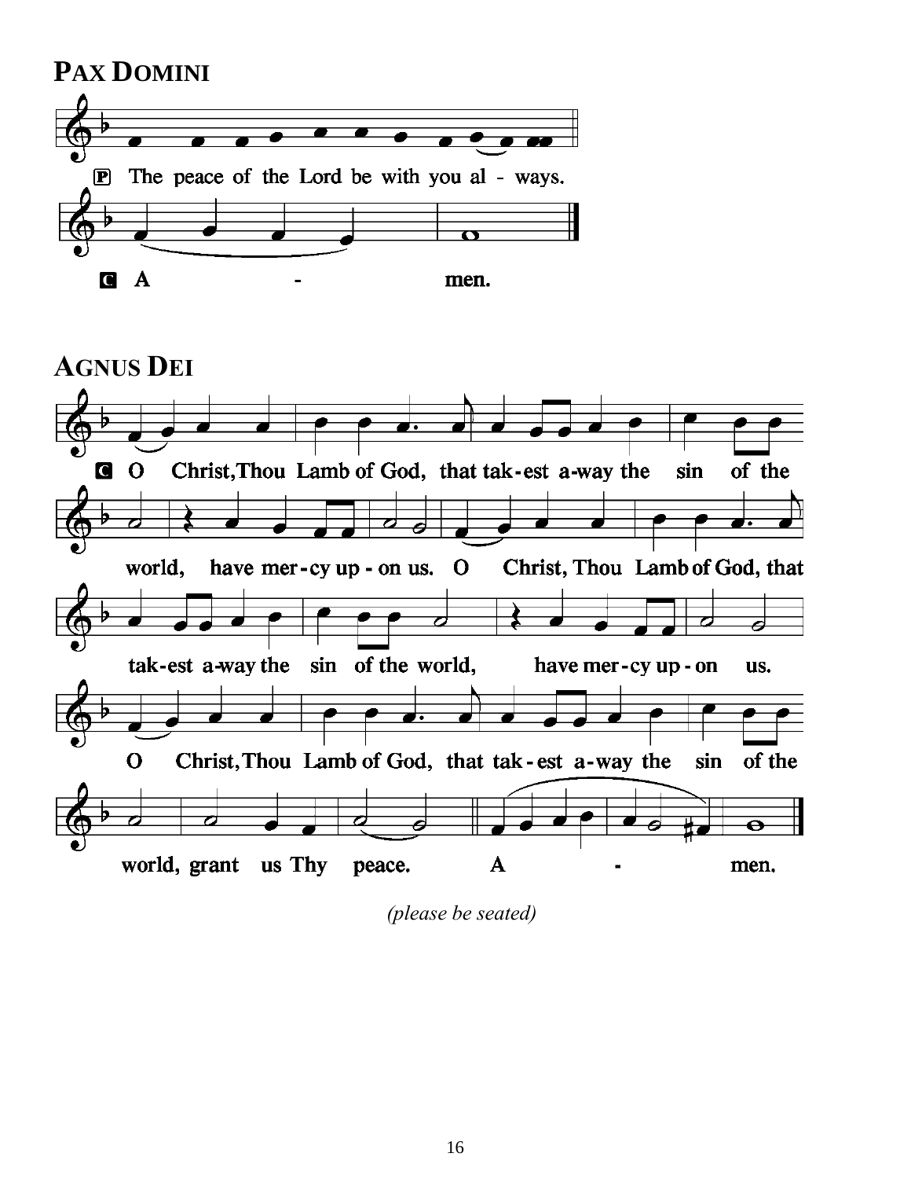## PAX DOMINI

P The peace of the Lord be with you al - ways.

C A - men.

## AGNUS DEI

C O Christ, Thou Lamb of God, that tak - est a-way the sin of the world, have mer - cy up - on us. O Christ, Thou Lamb of God, that tak - est a-way the sin of the world, have mer - cy up - on us. O Christ, Thou Lamb of God, that tak - est a-way the sin of the world, grant us Thy peace. A - men.

*(please be seated)*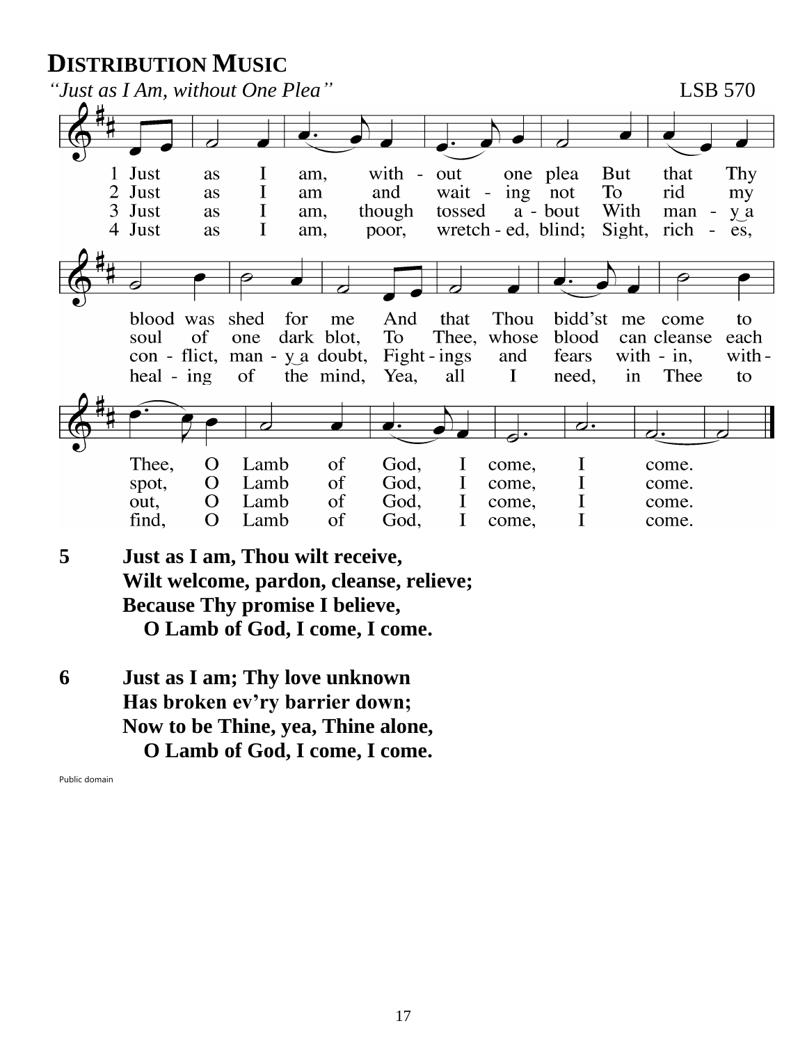# DISTRIBUTION MUSIC

*"Just as I Am, without One Plea"* LSB 570

1 Just as I am, without one plea But that Thy blood was shed for me And that Thou bidd'st me come to Thee, O Lamb of God, I come, I come.

2 Just as I am and waiting not To rid my soul of one dark blot, To Thee, whose blood can cleanse each spot, O Lamb of God, I come, I come.

3 Just as I am, though tossed about With many a conflict, many a doubt, Fightings and fears within, without, O Lamb of God, I come, I come.

4 Just as I am, poor, wretched, blind; Sight, riches, healing of the mind, Yea, all I need, in Thee to find, O Lamb of God, I come, I come.

**5 Just as I am, Thou wilt receive,**
**Wilt welcome, pardon, cleanse, relieve;**
**Because Thy promise I believe,**
**O Lamb of God, I come, I come.**

**6 Just as I am; Thy love unknown**
**Has broken ev'ry barrier down;**
**Now to be Thine, yea, Thine alone,**
**O Lamb of God, I come, I come.**

Public domain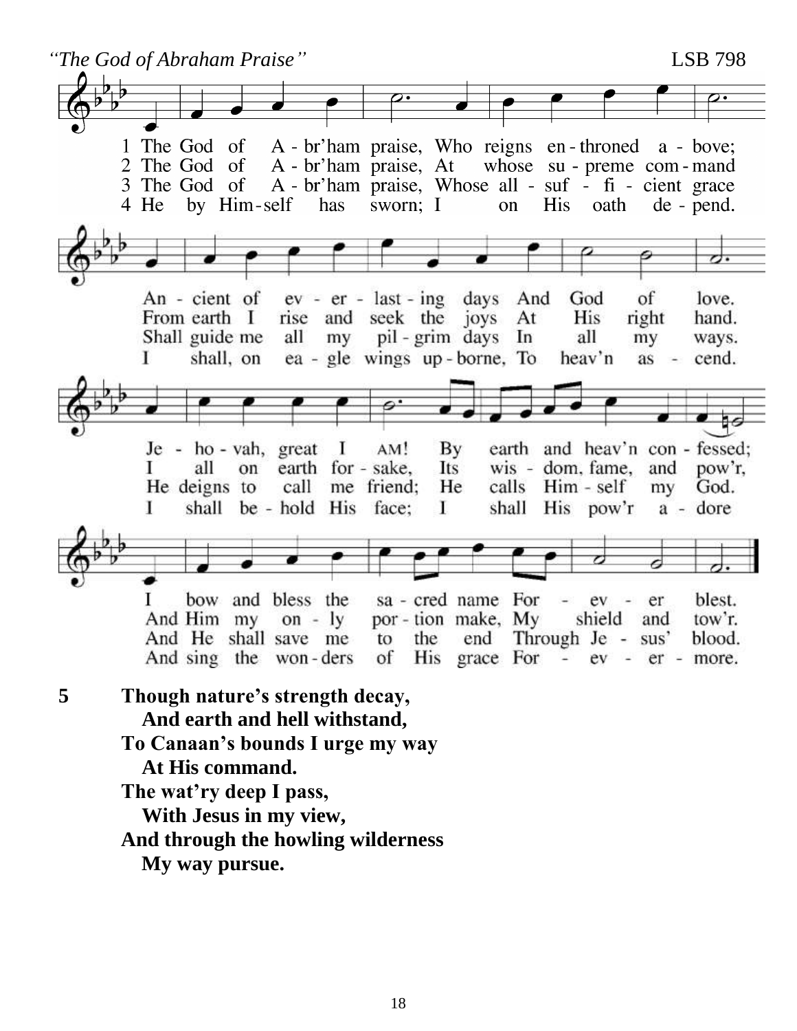*"The God of Abraham Praise"* LSB 798

1 The God of A - br'ham praise, Who reigns en - throned a - bove;
An - cient of ev - er - last - ing days And God of love.
Je - ho - vah, great I AM! By earth and heav'n con - fessed;
I bow and bless the sa - cred name For - ev - er blest.

2 The God of A - br'ham praise, At whose su - preme com - mand
From earth I rise and seek the joys At His right hand.
I all on earth for - sake, Its wis - dom, fame, and pow'r,
And Him my on - ly por - tion make, My shield and tow'r.

3 The God of A - br'ham praise, Whose all - suf - fi - cient grace
Shall guide me all my pil - grim days In all my ways.
He deigns to call me friend; He calls Him - self my God.
And He shall save me to the end Through Je - sus' blood.

4 He by Him - self has sworn; I on His oath de - pend.
I shall, on ea - gle wings up - borne, To heav'n as - cend.
I shall be - hold His face; I shall His pow'r a - dore
And sing the won - ders of His grace For - ev - er - more.

**5 Though nature's strength decay,**
**And earth and hell withstand,**
**To Canaan's bounds I urge my way**
**At His command.**
**The wat'ry deep I pass,**
**With Jesus in my view,**
**And through the howling wilderness**
**My way pursue.**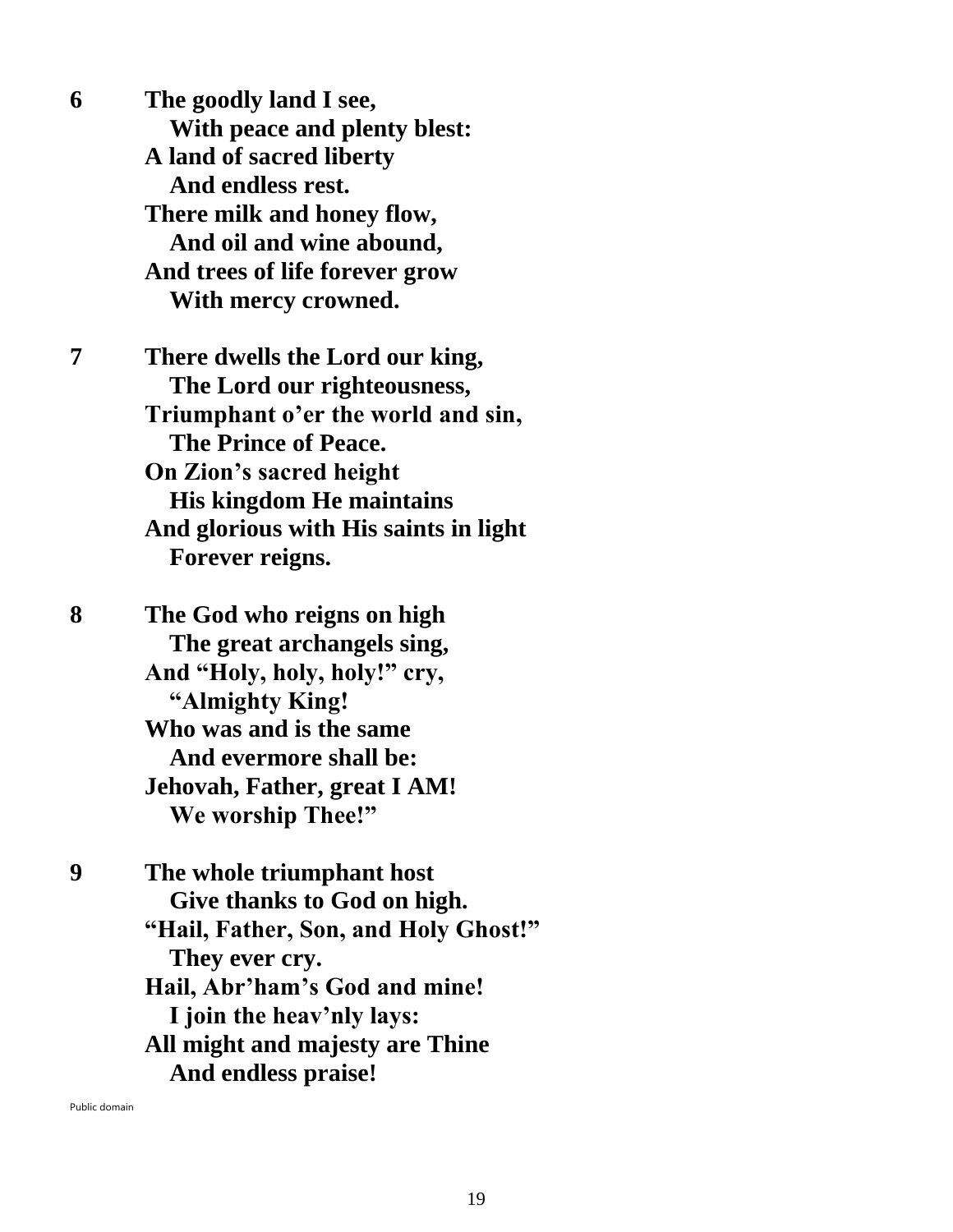**6** **The goodly land I see,**
**With peace and plenty blest:**
**A land of sacred liberty**
**And endless rest.**
**There milk and honey flow,**
**And oil and wine abound,**
**And trees of life forever grow**
**With mercy crowned.**

**7** **There dwells the Lord our king,**
**The Lord our righteousness,**
**Triumphant o'er the world and sin,**
**The Prince of Peace.**
**On Zion's sacred height**
**His kingdom He maintains**
**And glorious with His saints in light**
**Forever reigns.**

**8** **The God who reigns on high**
**The great archangels sing,**
**And "Holy, holy, holy!" cry,**
**"Almighty King!**
**Who was and is the same**
**And evermore shall be:**
**Jehovah, Father, great I AM!**
**We worship Thee!"**

**9** **The whole triumphant host**
**Give thanks to God on high.**
**"Hail, Father, Son, and Holy Ghost!"**
**They ever cry.**
**Hail, Abr'ham's God and mine!**
**I join the heav'nly lays:**
**All might and majesty are Thine**
**And endless praise!**

Public domain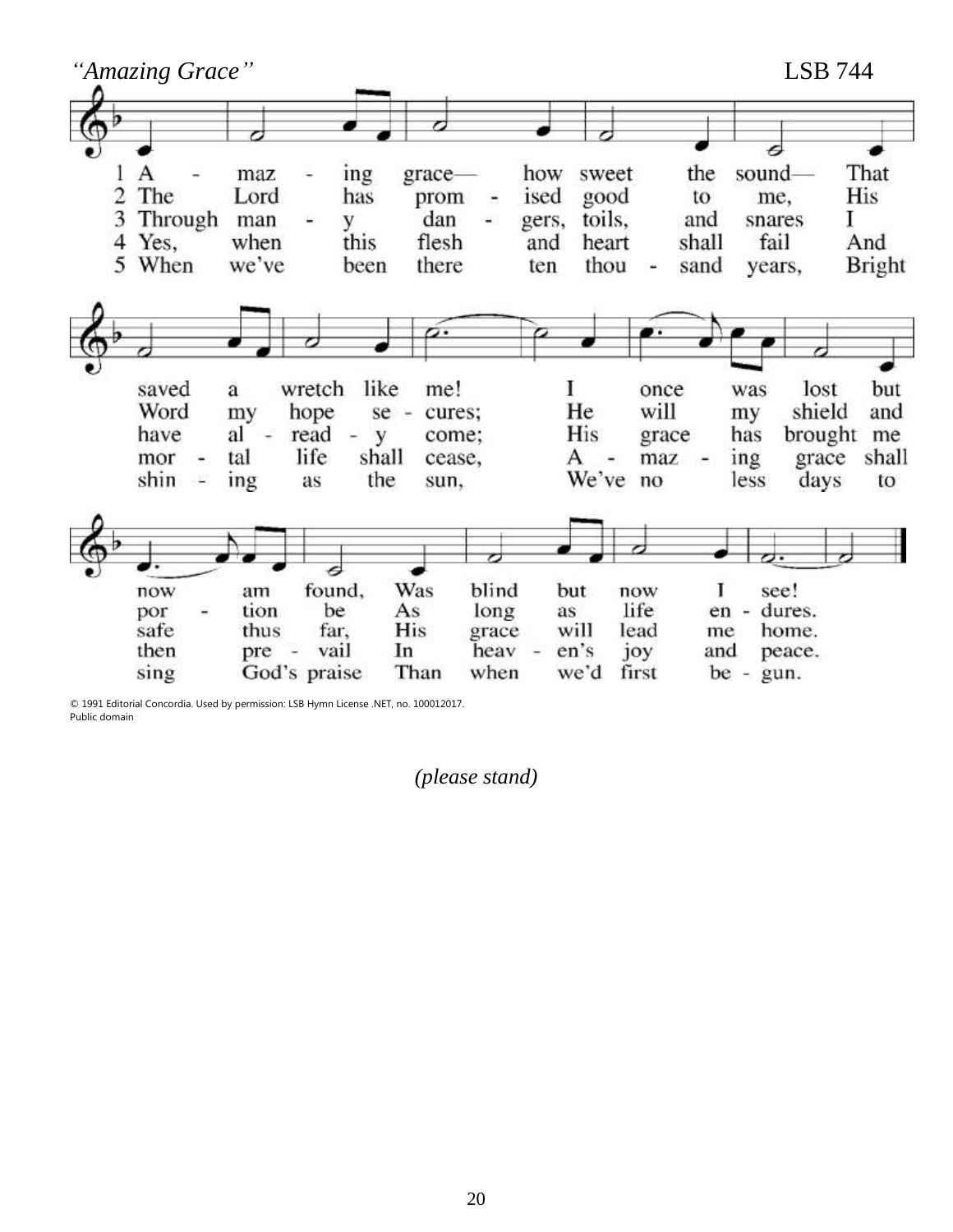*"Amazing Grace"* LSB 744

1 A - maz - ing grace— how sweet the sound— That saved a wretch like me! I once was lost but now am found, Was blind but now I see!

2 The Lord has prom - ised good to me, His Word my hope se - cures; He will my shield and por - tion be As long as life en - dures.

3 Through man - y dan - gers, toils, and snares I have al - read - y come; His grace has brought me safe thus far, His grace will lead me home.

4 Yes, when this flesh and heart shall fail And mor - tal life shall cease, A - maz - ing grace shall then pre - vail In heav - en's joy and peace.

5 When we've been there ten thou - sand years, Bright shin - ing as the sun, We've no less days to sing God's praise Than when we'd first be - gun.

© 1991 Editorial Concordia. Used by permission: LSB Hymn License .NET, no. 100012017.
Public domain

*(please stand)*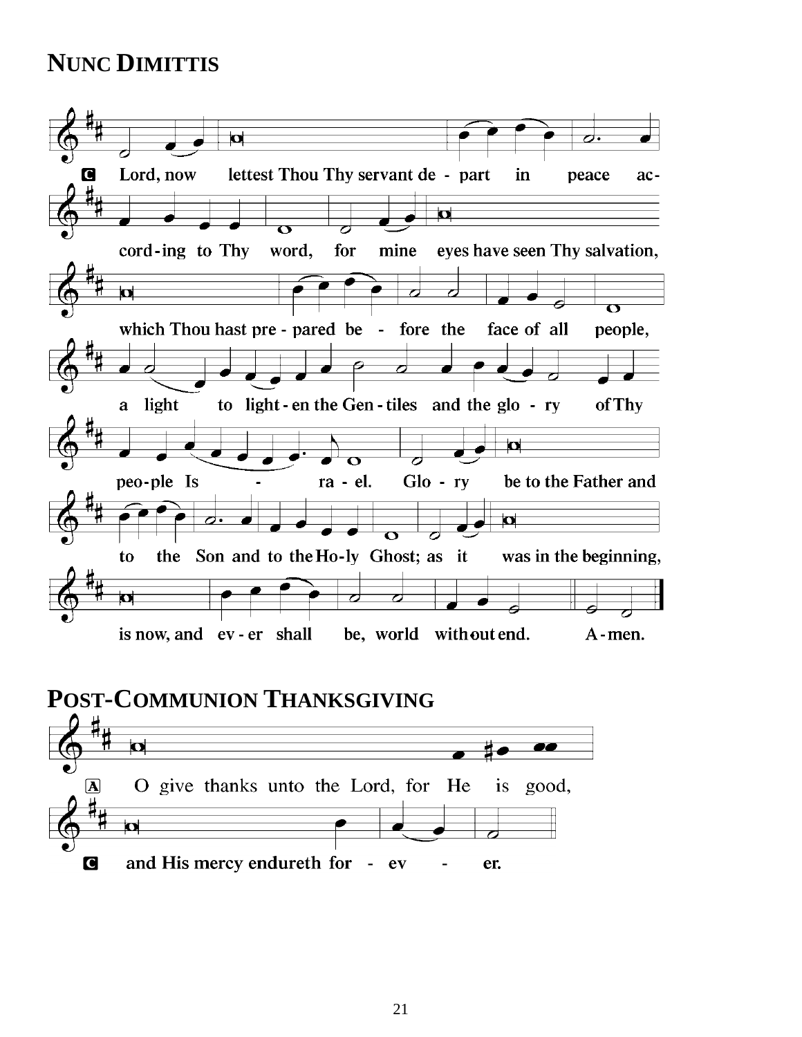## NUNC DIMITTIS

**C** Lord, now lettest Thou Thy servant de - part in peace ac-

cord - ing to Thy word, for mine eyes have seen Thy salvation,

which Thou hast pre - pared be - fore the face of all people,

a light to light - en the Gen - tiles and the glo - ry of Thy

peo - ple Is - ra - el. Glo - ry be to the Father and

to the Son and to the Ho - ly Ghost; as it was in the beginning,

is now, and ev - er shall be, world without end. A - men.

## POST-COMMUNION THANKSGIVING

**A** O give thanks unto the Lord, for He is good,

**C** and His mercy endureth for - ev - er.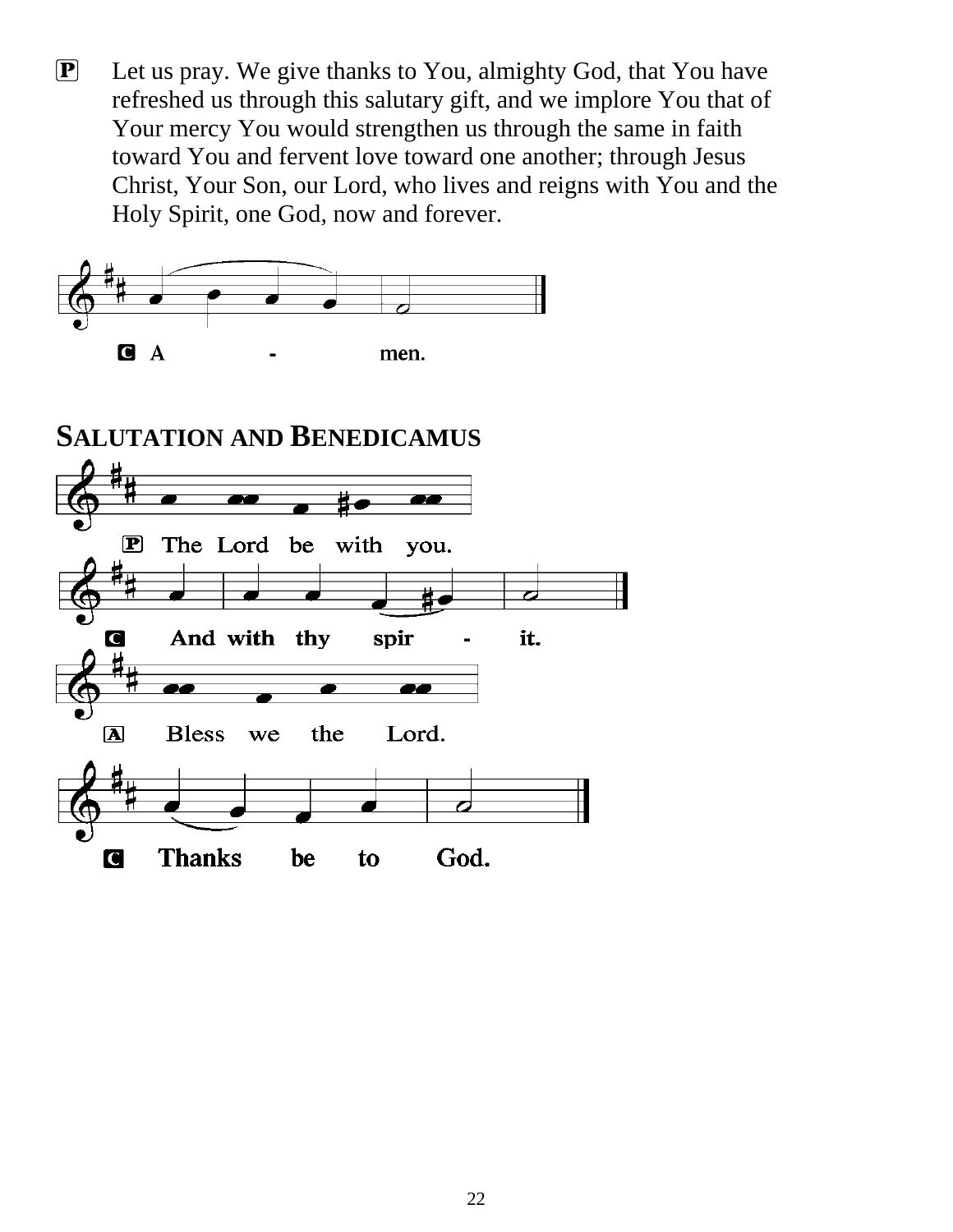P Let us pray. We give thanks to You, almighty God, that You have refreshed us through this salutary gift, and we implore You that of Your mercy You would strengthen us through the same in faith toward You and fervent love toward one another; through Jesus Christ, Your Son, our Lord, who lives and reigns with You and the Holy Spirit, one God, now and forever.

C A - men.

## SALUTATION AND BENEDICAMUS

P The Lord be with you.

C And with thy spir - it.

A Bless we the Lord.

C Thanks be to God.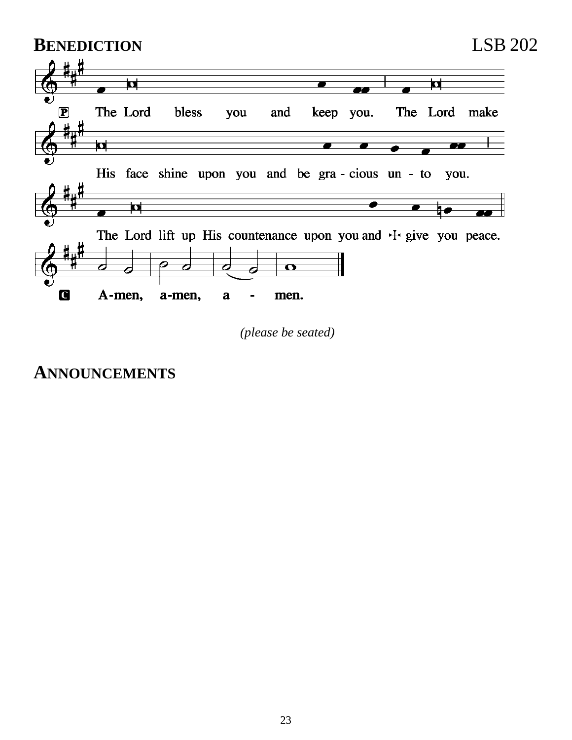## BENEDICTION LSB 202

P The Lord bless you and keep you. The Lord make His face shine upon you and be gra - cious un - to you. The Lord lift up His countenance upon you and ☩ give you peace.

C A-men, a-men, a - men.

*(please be seated)*

## ANNOUNCEMENTS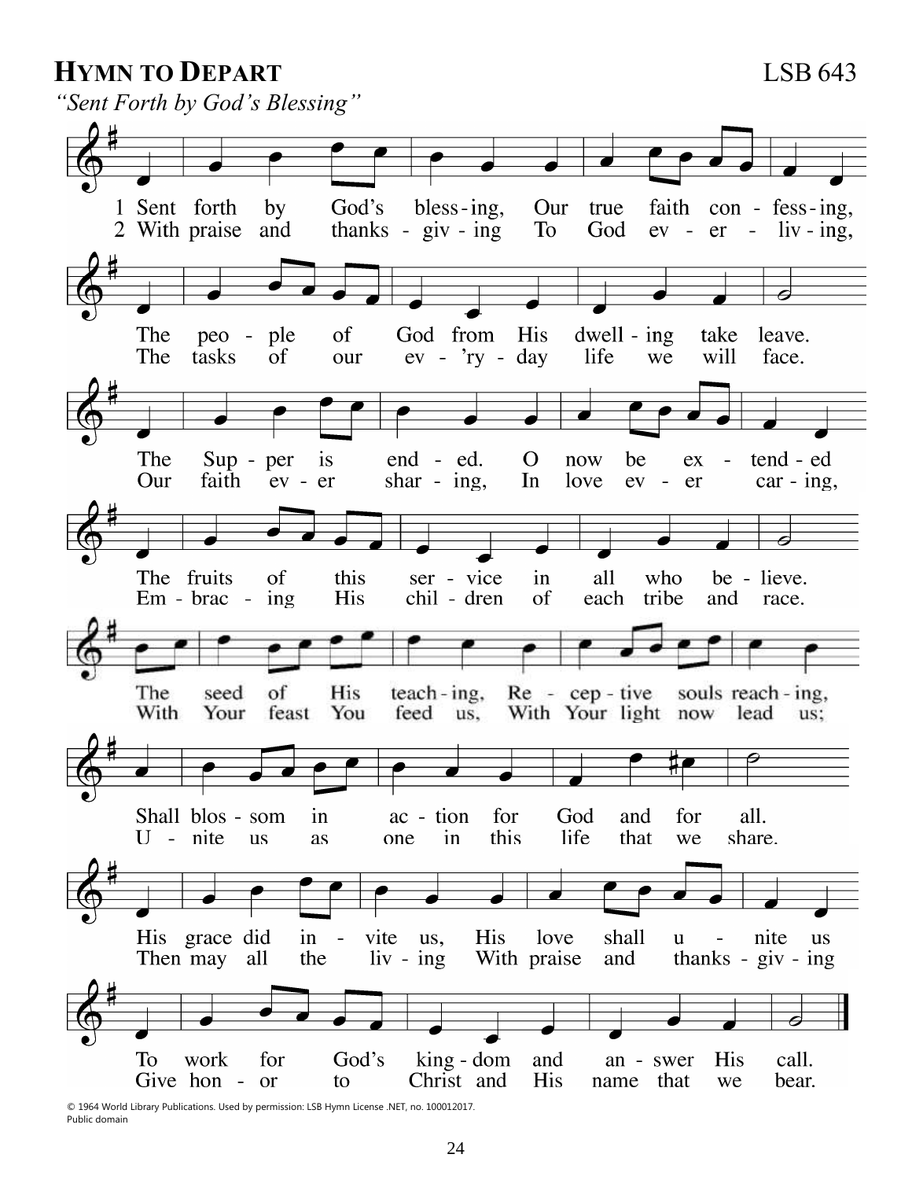## Hymn to Depart LSB 643

*"Sent Forth by God's Blessing"*

1 Sent forth by God's bless-ing, Our true faith con-fess-ing,
The peo-ple of God from His dwell-ing take leave.
The Sup-per is end-ed. O now be ex-tend-ed
The fruits of this ser-vice in all who be-lieve.
The seed of His teach-ing, Re-cep-tive souls reach-ing,
Shall blos-som in ac-tion for God and for all.
His grace did in-vite us, His love shall u-nite us
To work for God's king-dom and an-swer His call.

2 With praise and thanks-giv-ing To God ev-er-liv-ing,
The tasks of our ev-'ry-day life we will face.
Our faith ev-er shar-ing, In love ev-er car-ing,
Em-brac-ing His chil-dren of each tribe and race.
With Your feast You feed us, With Your light now lead us;
U-nite us as one in this life that we share.
Then may all the liv-ing With praise and thanks-giv-ing
Give hon-or to Christ and His name that we bear.

© 1964 World Library Publications. Used by permission: LSB Hymn License .NET, no. 100012017.
Public domain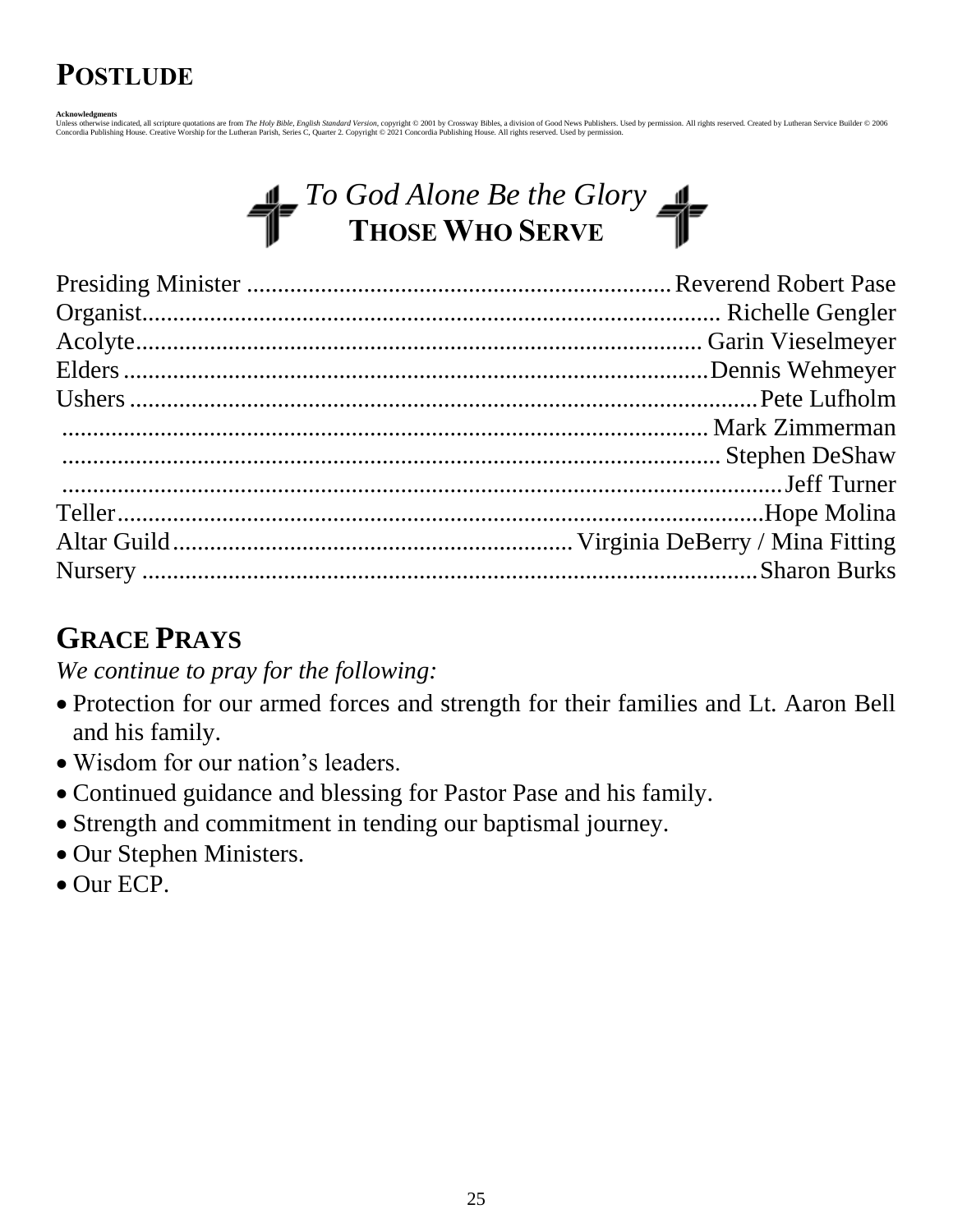## POSTLUDE

**Acknowledgments**
Unless otherwise indicated, all scripture quotations are from *The Holy Bible, English Standard Version*, copyright © 2001 by Crossway Bibles, a division of Good News Publishers. Used by permission. All rights reserved. Created by Lutheran Service Builder © 2006 Concordia Publishing House. Creative Worship for the Lutheran Parish, Series C, Quarter 2. Copyright © 2021 Concordia Publishing House. All rights reserved. Used by permission.

*To God Alone Be the Glory*

## THOSE WHO SERVE

| | |
|---|---|
| Presiding Minister | Reverend Robert Pase |
| Organist | Richelle Gengler |
| Acolyte | Garin Vieselmeyer |
| Elders | Dennis Wehmeyer |
| Ushers | Pete Lufholm |
| | Mark Zimmerman |
| | Stephen DeShaw |
| | Jeff Turner |
| Teller | Hope Molina |
| Altar Guild | Virginia DeBerry / Mina Fitting |
| Nursery | Sharon Burks |

## GRACE PRAYS

*We continue to pray for the following:*

- Protection for our armed forces and strength for their families and Lt. Aaron Bell and his family.
- Wisdom for our nation's leaders.
- Continued guidance and blessing for Pastor Pase and his family.
- Strength and commitment in tending our baptismal journey.
- Our Stephen Ministers.
- Our ECP.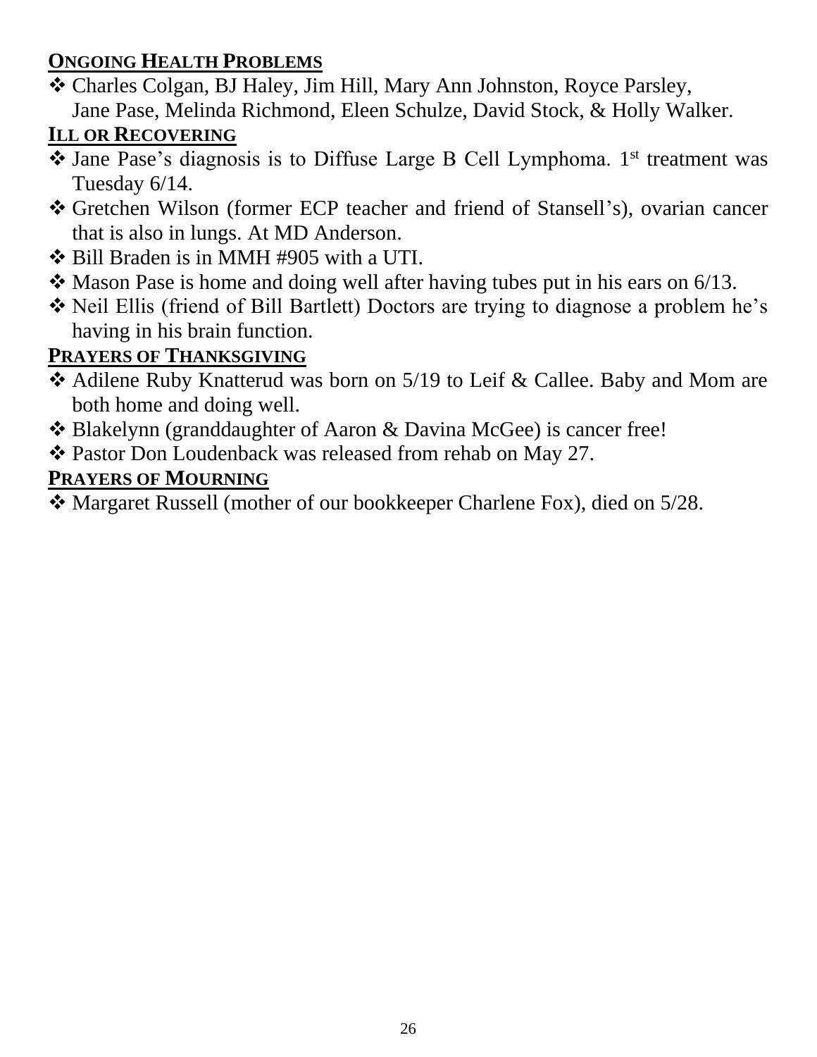## **Ongoing Health Problems**

- Charles Colgan, BJ Haley, Jim Hill, Mary Ann Johnston, Royce Parsley, Jane Pase, Melinda Richmond, Eleen Schulze, David Stock, & Holly Walker.

## **Ill or Recovering**

- Jane Pase's diagnosis is to Diffuse Large B Cell Lymphoma. 1st treatment was Tuesday 6/14.
- Gretchen Wilson (former ECP teacher and friend of Stansell's), ovarian cancer that is also in lungs. At MD Anderson.
- Bill Braden is in MMH #905 with a UTI.
- Mason Pase is home and doing well after having tubes put in his ears on 6/13.
- Neil Ellis (friend of Bill Bartlett) Doctors are trying to diagnose a problem he's having in his brain function.

## **Prayers of Thanksgiving**

- Adilene Ruby Knatterud was born on 5/19 to Leif & Callee. Baby and Mom are both home and doing well.
- Blakelynn (granddaughter of Aaron & Davina McGee) is cancer free!
- Pastor Don Loudenback was released from rehab on May 27.

## **Prayers of Mourning**

- Margaret Russell (mother of our bookkeeper Charlene Fox), died on 5/28.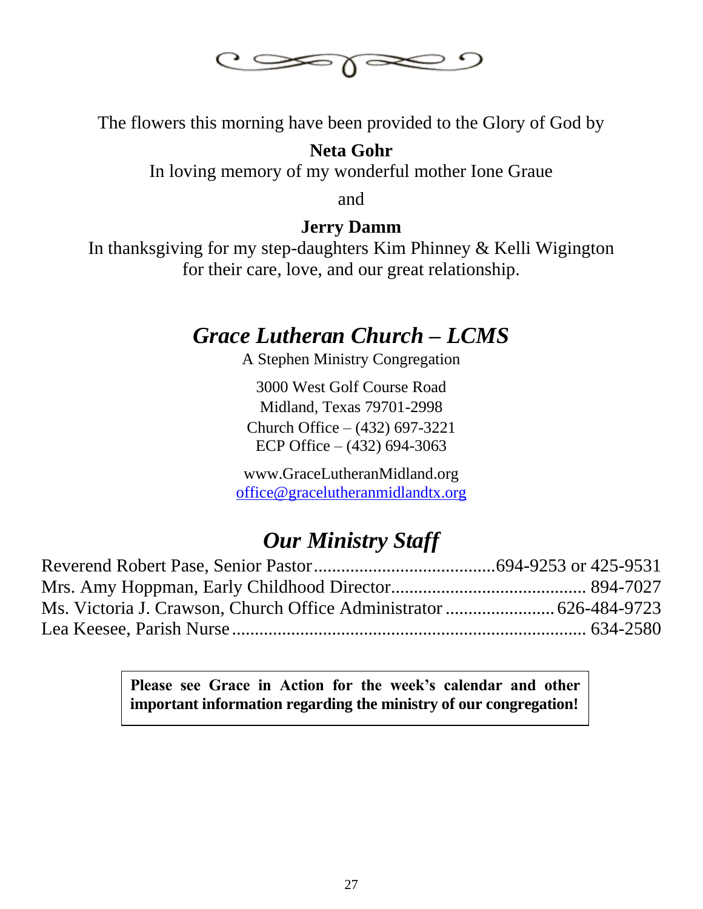The flowers this morning have been provided to the Glory of God by

**Neta Gohr**

In loving memory of my wonderful mother Ione Graue

and

**Jerry Damm**

In thanksgiving for my step-daughters Kim Phinney & Kelli Wigington for their care, love, and our great relationship.

## *Grace Lutheran Church – LCMS*

A Stephen Ministry Congregation

3000 West Golf Course Road
Midland, Texas 79701-2998
Church Office – (432) 697-3221
ECP Office – (432) 694-3063

www.GraceLutheranMidland.org
office@gracelutheranmidlandtx.org

## *Our Ministry Staff*

Reverend Robert Pase, Senior Pastor........................................694-9253 or 425-9531
Mrs. Amy Hoppman, Early Childhood Director.......................................... 894-7027
Ms. Victoria J. Crawson, Church Office Administrator ........................ 626-484-9723
Lea Keesee, Parish Nurse ............................................................................ 634-2580

**Please see Grace in Action for the week's calendar and other important information regarding the ministry of our congregation!**